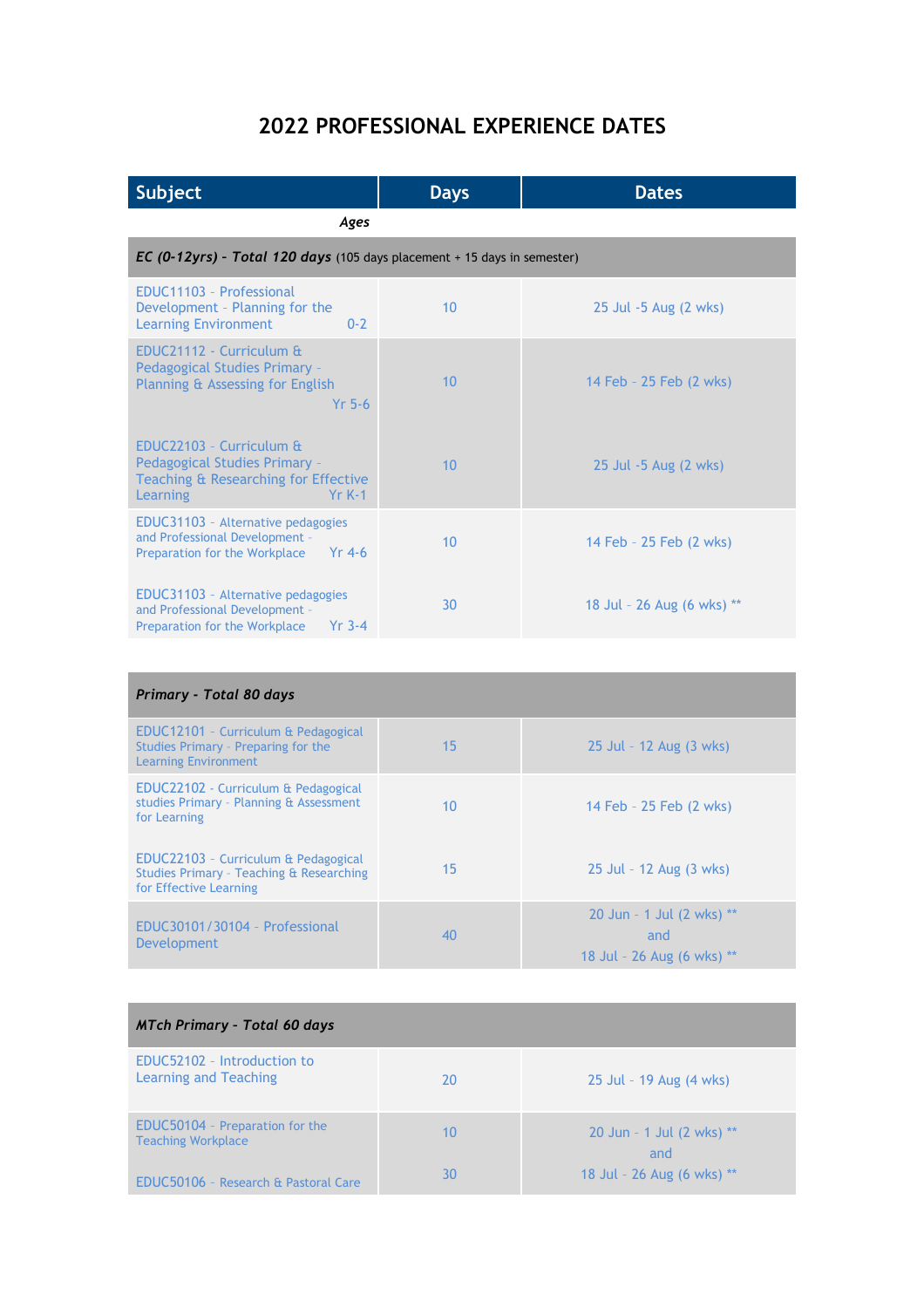# 2022 PROFESSIONAL EXPERIENCE DATES

| Subject | Days | Dates |
|---|---|---|
| ***Ages*** | | |
| ***EC (0-12yrs) - Total 120 days*** (105 days placement + 15 days in semester) | | |
| EDUC11103 - Professional Development - Planning for the Learning Environment 0-2 | 10 | 25 Jul -5 Aug (2 wks) |
| EDUC21112 - Curriculum & Pedagogical Studies Primary - Planning & Assessing for English Yr 5-6 | 10 | 14 Feb - 25 Feb (2 wks) |
| EDUC22103 - Curriculum & Pedagogical Studies Primary - Teaching & Researching for Effective Learning Yr K-1 | 10 | 25 Jul -5 Aug (2 wks) |
| EDUC31103 - Alternative pedagogies and Professional Development - Preparation for the Workplace Yr 4-6 | 10 | 14 Feb - 25 Feb (2 wks) |
| EDUC31103 - Alternative pedagogies and Professional Development - Preparation for the Workplace Yr 3-4 | 30 | 18 Jul - 26 Aug (6 wks) ** |

| ***Primary - Total 80 days*** | | |
|---|---|---|
| EDUC12101 - Curriculum & Pedagogical Studies Primary - Preparing for the Learning Environment | 15 | 25 Jul - 12 Aug (3 wks) |
| EDUC22102 - Curriculum & Pedagogical studies Primary - Planning & Assessment for Learning | 10 | 14 Feb - 25 Feb (2 wks) |
| EDUC22103 - Curriculum & Pedagogical Studies Primary - Teaching & Researching for Effective Learning | 15 | 25 Jul - 12 Aug (3 wks) |
| EDUC30101/30104 - Professional Development | 40 | 20 Jun - 1 Jul (2 wks) ** and 18 Jul - 26 Aug (6 wks) ** |

| ***MTch Primary - Total 60 days*** | | |
|---|---|---|
| EDUC52102 - Introduction to Learning and Teaching | 20 | 25 Jul - 19 Aug (4 wks) |
| EDUC50104 - Preparation for the Teaching Workplace | 10 | 20 Jun - 1 Jul (2 wks) ** and 18 Jul - 26 Aug (6 wks) ** |
| EDUC50106 - Research & Pastoral Care | 30 | |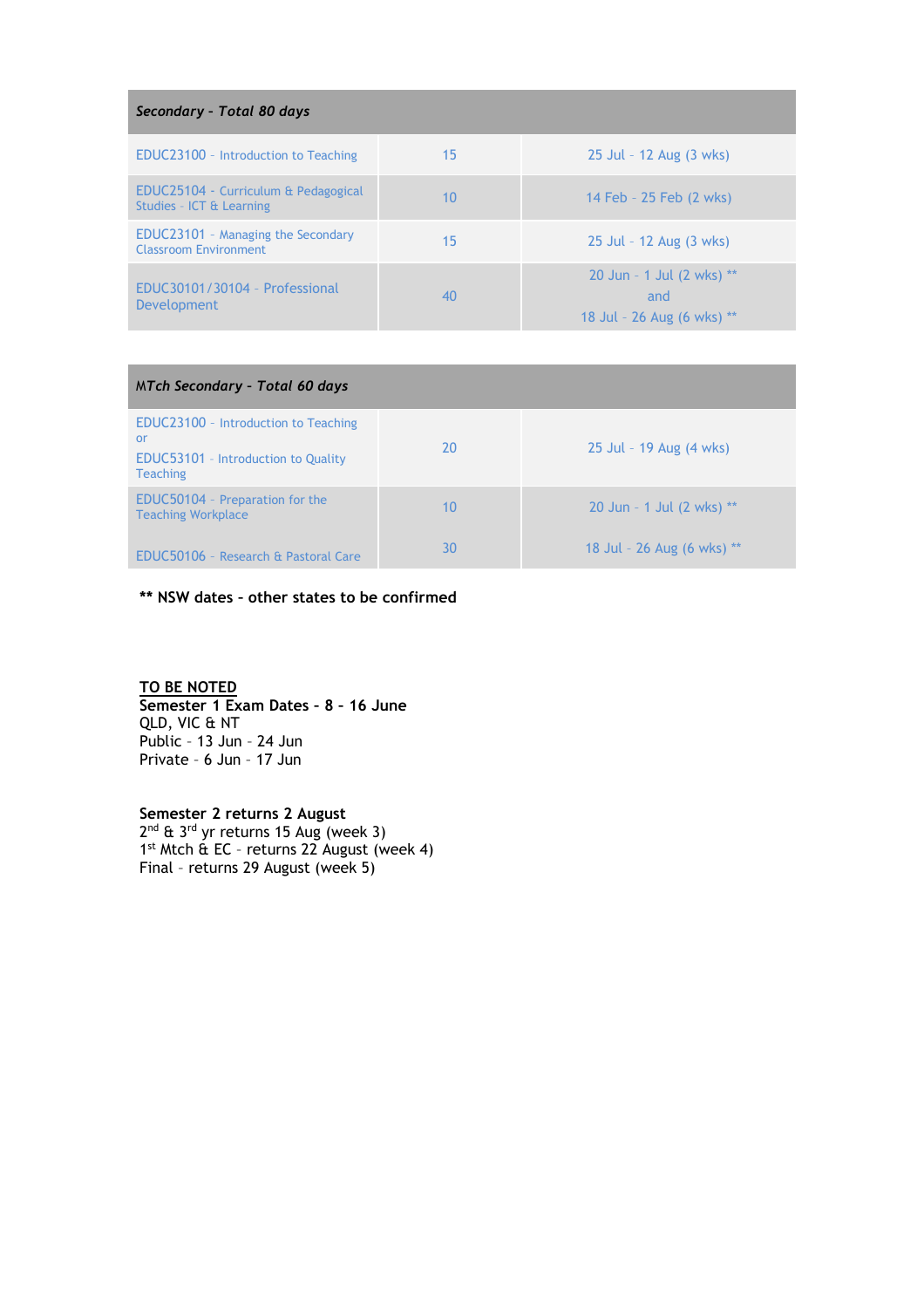| *Secondary - Total 80 days* | | |
|---|---|---|
| EDUC23100 - Introduction to Teaching | 15 | 25 Jul - 12 Aug (3 wks) |
| EDUC25104 - Curriculum & Pedagogical Studies - ICT & Learning | 10 | 14 Feb - 25 Feb (2 wks) |
| EDUC23101 - Managing the Secondary Classroom Environment | 15 | 25 Jul - 12 Aug (3 wks) |
| EDUC30101/30104 - Professional Development | 40 | 20 Jun - 1 Jul (2 wks) ** and 18 Jul - 26 Aug (6 wks) ** |

| *MTch Secondary - Total 60 days* | | |
|---|---|---|
| EDUC23100 - Introduction to Teaching or EDUC53101 - Introduction to Quality Teaching | 20 | 25 Jul - 19 Aug (4 wks) |
| EDUC50104 - Preparation for the Teaching Workplace | 10 | 20 Jun - 1 Jul (2 wks) ** |
| EDUC50106 - Research & Pastoral Care | 30 | 18 Jul - 26 Aug (6 wks) ** |

**** NSW dates - other states to be confirmed**

**TO BE NOTED**
**Semester 1 Exam Dates - 8 - 16 June**
QLD, VIC & NT
Public - 13 Jun - 24 Jun
Private - 6 Jun - 17 Jun

**Semester 2 returns 2 August**
2nd & 3rd yr returns 15 Aug (week 3)
1st Mtch & EC - returns 22 August (week 4)
Final - returns 29 August (week 5)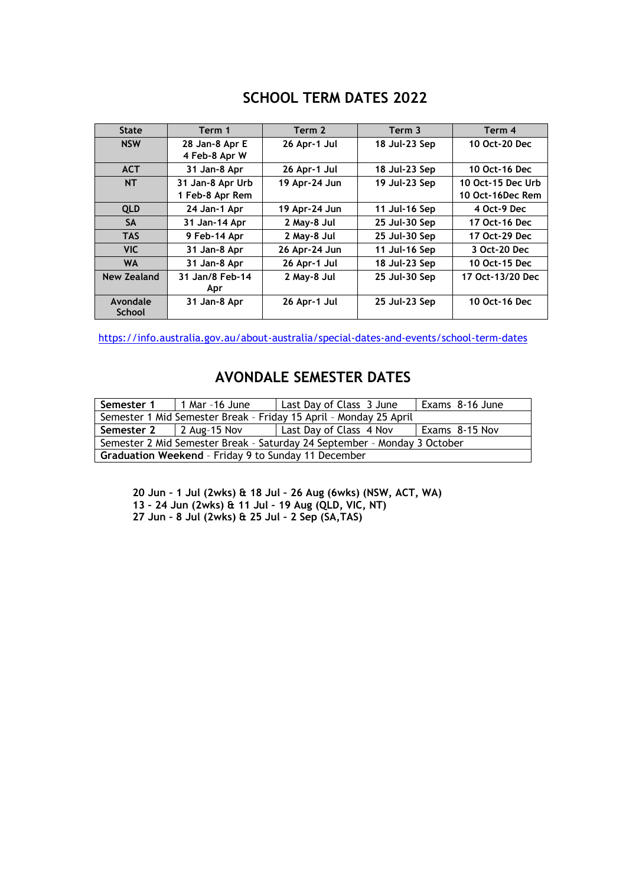## SCHOOL TERM DATES 2022

| State | Term 1 | Term 2 | Term 3 | Term 4 |
|---|---|---|---|---|
| NSW | 28 Jan-8 Apr E<br>4 Feb-8 Apr W | 26 Apr-1 Jul | 18 Jul-23 Sep | 10 Oct-20 Dec |
| ACT | 31 Jan-8 Apr | 26 Apr-1 Jul | 18 Jul-23 Sep | 10 Oct-16 Dec |
| NT | 31 Jan-8 Apr Urb<br>1 Feb-8 Apr Rem | 19 Apr-24 Jun | 19 Jul-23 Sep | 10 Oct-15 Dec Urb<br>10 Oct-16Dec Rem |
| QLD | 24 Jan-1 Apr | 19 Apr-24 Jun | 11 Jul-16 Sep | 4 Oct-9 Dec |
| SA | 31 Jan-14 Apr | 2 May-8 Jul | 25 Jul-30 Sep | 17 Oct-16 Dec |
| TAS | 9 Feb-14 Apr | 2 May-8 Jul | 25 Jul-30 Sep | 17 Oct-29 Dec |
| VIC | 31 Jan-8 Apr | 26 Apr-24 Jun | 11 Jul-16 Sep | 3 Oct-20 Dec |
| WA | 31 Jan-8 Apr | 26 Apr-1 Jul | 18 Jul-23 Sep | 10 Oct-15 Dec |
| New Zealand | 31 Jan/8 Feb-14 Apr | 2 May-8 Jul | 25 Jul-30 Sep | 17 Oct-13/20 Dec |
| Avondale School | 31 Jan-8 Apr | 26 Apr-1 Jul | 25 Jul-23 Sep | 10 Oct-16 Dec |

https://info.australia.gov.au/about-australia/special-dates-and-events/school-term-dates

## AVONDALE SEMESTER DATES

| | | | |
|---|---|---|---|
| **Semester 1** | 1 Mar -16 June | Last Day of Class 3 June | Exams 8-16 June |
| Semester 1 Mid Semester Break - Friday 15 April - Monday 25 April | | | |
| **Semester 2** | 2 Aug-15 Nov | Last Day of Class 4 Nov | Exams 8-15 Nov |
| Semester 2 Mid Semester Break - Saturday 24 September - Monday 3 October | | | |
| **Graduation Weekend** - Friday 9 to Sunday 11 December | | | |

**20 Jun – 1 Jul (2wks) & 18 Jul – 26 Aug (6wks) (NSW, ACT, WA)**
**13 – 24 Jun (2wks) & 11 Jul – 19 Aug (QLD, VIC, NT)**
**27 Jun – 8 Jul (2wks) & 25 Jul – 2 Sep (SA,TAS)**